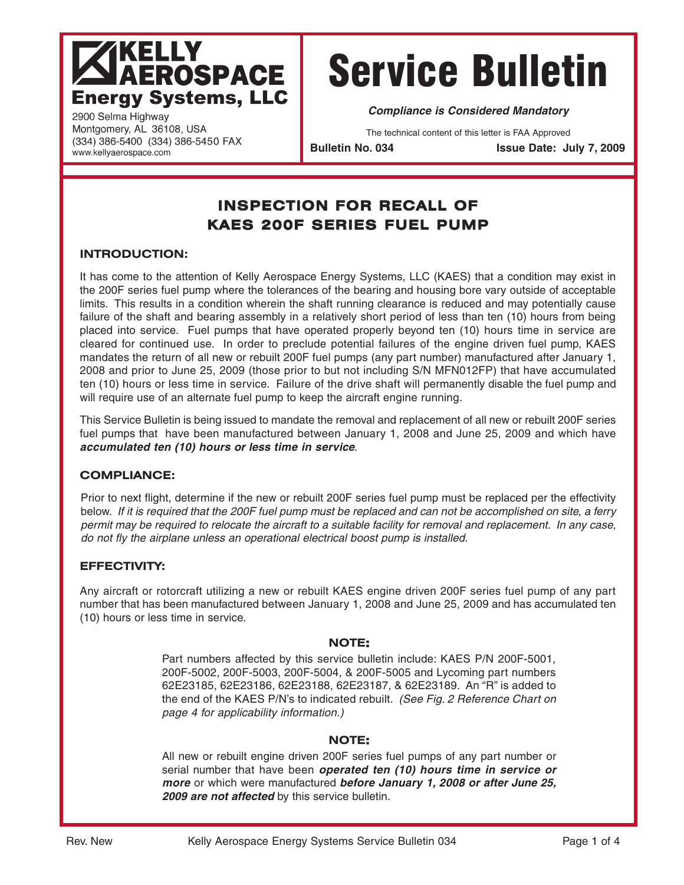**KELLY AEROSPACE Energy Systems, LLC**

2900 Selma Highway
Montgomery, AL 36108, USA
(334) 386-5400 (334) 386-5450 FAX
www.kellyaerospace.com

# Service Bulletin

***Compliance is Considered Mandatory***

The technical content of this letter is FAA Approved

**Bulletin No. 034** **Issue Date: July 7, 2009**

## INSPECTION FOR RECALL OF KAES 200F SERIES FUEL PUMP

### INTRODUCTION:

It has come to the attention of Kelly Aerospace Energy Systems, LLC (KAES) that a condition may exist in the 200F series fuel pump where the tolerances of the bearing and housing bore vary outside of acceptable limits. This results in a condition wherein the shaft running clearance is reduced and may potentially cause failure of the shaft and bearing assembly in a relatively short period of less than ten (10) hours from being placed into service. Fuel pumps that have operated properly beyond ten (10) hours time in service are cleared for continued use. In order to preclude potential failures of the engine driven fuel pump, KAES mandates the return of all new or rebuilt 200F fuel pumps (any part number) manufactured after January 1, 2008 and prior to June 25, 2009 (those prior to but not including S/N MFN012FP) that have accumulated ten (10) hours or less time in service. Failure of the drive shaft will permanently disable the fuel pump and will require use of an alternate fuel pump to keep the aircraft engine running.

This Service Bulletin is being issued to mandate the removal and replacement of all new or rebuilt 200F series fuel pumps that have been manufactured between January 1, 2008 and June 25, 2009 and which have ***accumulated ten (10) hours or less time in service***.

### COMPLIANCE:

Prior to next flight, determine if the new or rebuilt 200F series fuel pump must be replaced per the effectivity below. *If it is required that the 200F fuel pump must be replaced and can not be accomplished on site, a ferry permit may be required to relocate the aircraft to a suitable facility for removal and replacement. In any case, do not fly the airplane unless an operational electrical boost pump is installed.*

### EFFECTIVITY:

Any aircraft or rotorcraft utilizing a new or rebuilt KAES engine driven 200F series fuel pump of any part number that has been manufactured between January 1, 2008 and June 25, 2009 and has accumulated ten (10) hours or less time in service.

**NOTE:**

Part numbers affected by this service bulletin include: KAES P/N 200F-5001, 200F-5002, 200F-5003, 200F-5004, & 200F-5005 and Lycoming part numbers 62E23185, 62E23186, 62E23188, 62E23187, & 62E23189. An "R" is added to the end of the KAES P/N's to indicated rebuilt. *(See Fig. 2 Reference Chart on page 4 for applicability information.)*

**NOTE:**

All new or rebuilt engine driven 200F series fuel pumps of any part number or serial number that have been ***operated ten (10) hours time in service or more*** or which were manufactured ***before January 1, 2008 or after June 25, 2009 are not affected*** by this service bulletin.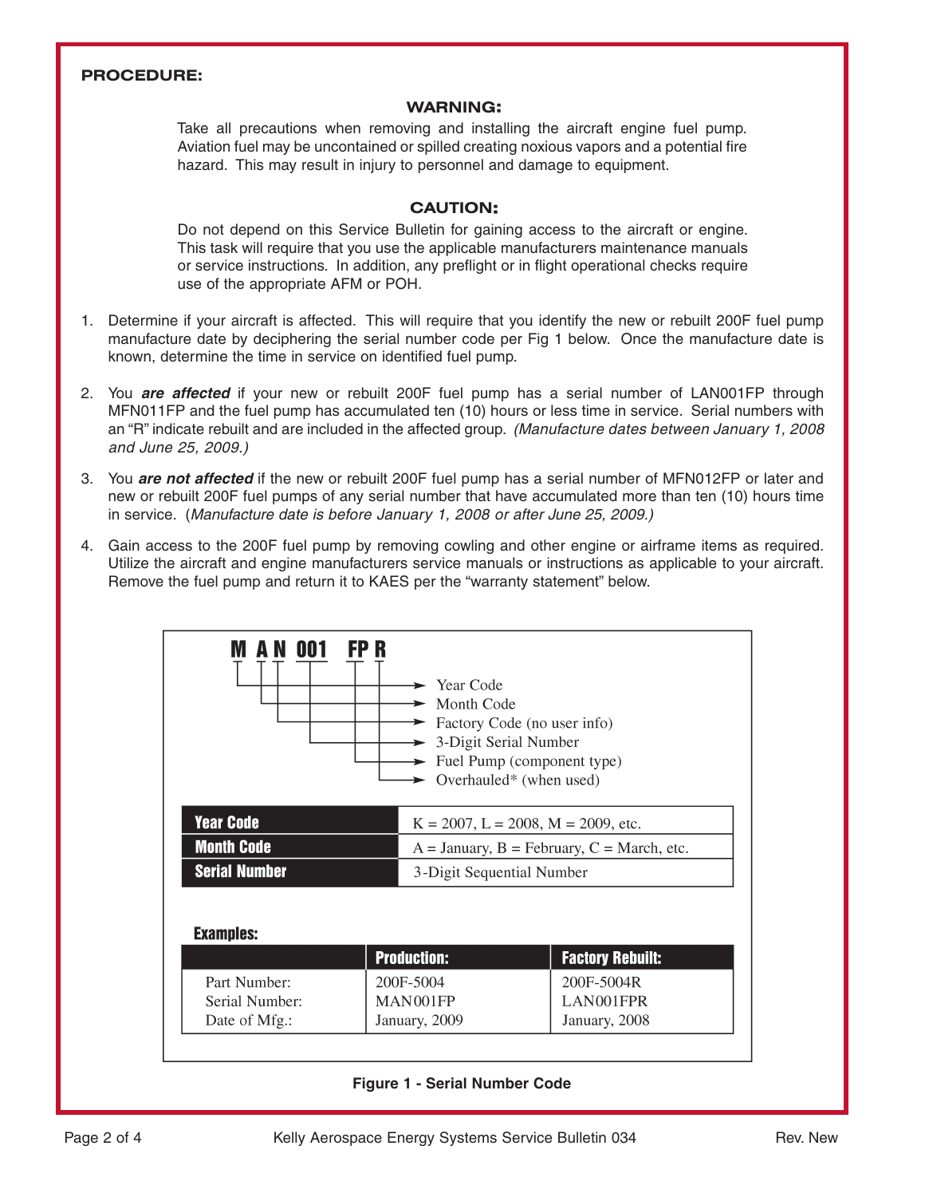**PROCEDURE:**

**WARNING:**

Take all precautions when removing and installing the aircraft engine fuel pump. Aviation fuel may be uncontained or spilled creating noxious vapors and a potential fire hazard. This may result in injury to personnel and damage to equipment.

**CAUTION:**

Do not depend on this Service Bulletin for gaining access to the aircraft or engine. This task will require that you use the applicable manufacturers maintenance manuals or service instructions. In addition, any preflight or in flight operational checks require use of the appropriate AFM or POH.

1. Determine if your aircraft is affected. This will require that you identify the new or rebuilt 200F fuel pump manufacture date by deciphering the serial number code per Fig 1 below. Once the manufacture date is known, determine the time in service on identified fuel pump.

2. You ***are affected*** if your new or rebuilt 200F fuel pump has a serial number of LAN001FP through MFN011FP and the fuel pump has accumulated ten (10) hours or less time in service. Serial numbers with an "R" indicate rebuilt and are included in the affected group. *(Manufacture dates between January 1, 2008 and June 25, 2009.)*

3. You ***are not affected*** if the new or rebuilt 200F fuel pump has a serial number of MFN012FP or later and new or rebuilt 200F fuel pumps of any serial number that have accumulated more than ten (10) hours time in service. (*Manufacture date is before January 1, 2008 or after June 25, 2009.)*

4. Gain access to the 200F fuel pump by removing cowling and other engine or airframe items as required. Utilize the aircraft and engine manufacturers service manuals or instructions as applicable to your aircraft. Remove the fuel pump and return it to KAES per the "warranty statement" below.

**M A N 001 FP R**

- M → Year Code
- A → Month Code
- N → Factory Code (no user info)
- 001 → 3-Digit Serial Number
- FP → Fuel Pump (component type)
- R → Overhauled* (when used)

| | |
|---|---|
| **Year Code** | K = 2007, L = 2008, M = 2009, etc. |
| **Month Code** | A = January, B = February, C = March, etc. |
| **Serial Number** | 3-Digit Sequential Number |

**Examples:**

| | Production: | Factory Rebuilt: |
|---|---|---|
| Part Number: | 200F-5004 | 200F-5004R |
| Serial Number: | MAN001FP | LAN001FPR |
| Date of Mfg.: | January, 2009 | January, 2008 |

**Figure 1 - Serial Number Code**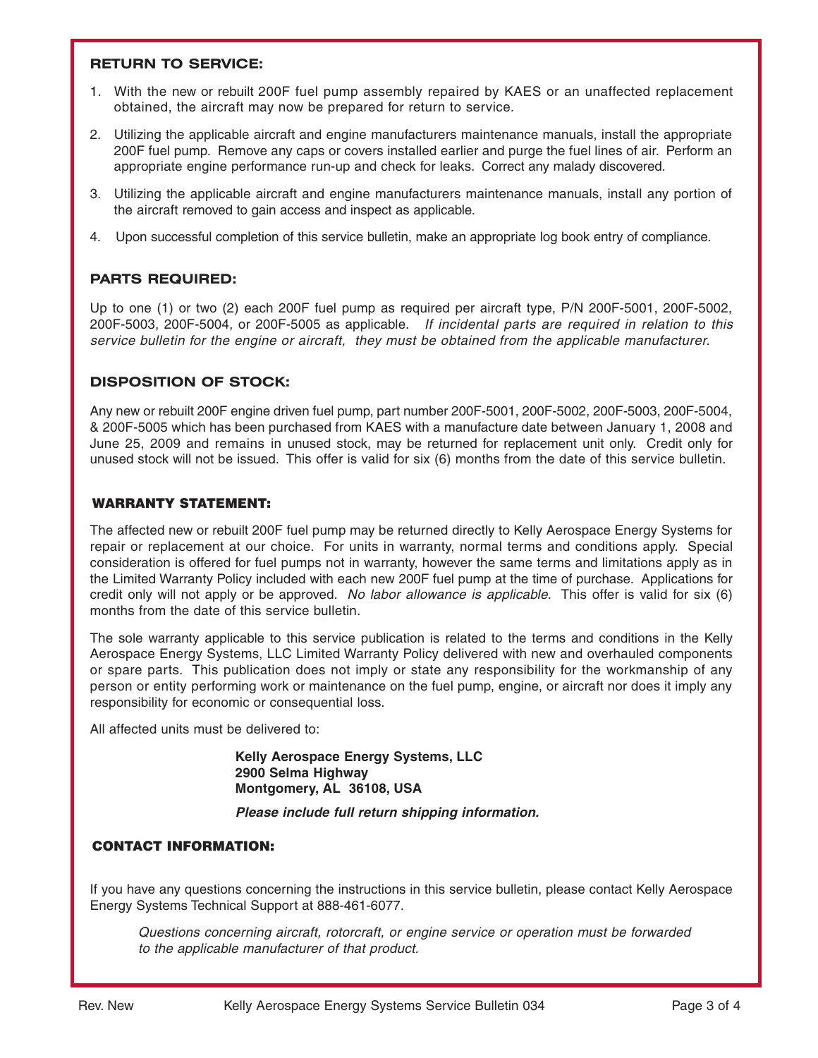## RETURN TO SERVICE:

1. With the new or rebuilt 200F fuel pump assembly repaired by KAES or an unaffected replacement obtained, the aircraft may now be prepared for return to service.
2. Utilizing the applicable aircraft and engine manufacturers maintenance manuals, install the appropriate 200F fuel pump. Remove any caps or covers installed earlier and purge the fuel lines of air. Perform an appropriate engine performance run-up and check for leaks. Correct any malady discovered.
3. Utilizing the applicable aircraft and engine manufacturers maintenance manuals, install any portion of the aircraft removed to gain access and inspect as applicable.
4. Upon successful completion of this service bulletin, make an appropriate log book entry of compliance.

## PARTS REQUIRED:

Up to one (1) or two (2) each 200F fuel pump as required per aircraft type, P/N 200F-5001, 200F-5002, 200F-5003, 200F-5004, or 200F-5005 as applicable. *If incidental parts are required in relation to this service bulletin for the engine or aircraft, they must be obtained from the applicable manufacturer.*

## DISPOSITION OF STOCK:

Any new or rebuilt 200F engine driven fuel pump, part number 200F-5001, 200F-5002, 200F-5003, 200F-5004, & 200F-5005 which has been purchased from KAES with a manufacture date between January 1, 2008 and June 25, 2009 and remains in unused stock, may be returned for replacement unit only. Credit only for unused stock will not be issued. This offer is valid for six (6) months from the date of this service bulletin.

## WARRANTY STATEMENT:

The affected new or rebuilt 200F fuel pump may be returned directly to Kelly Aerospace Energy Systems for repair or replacement at our choice. For units in warranty, normal terms and conditions apply. Special consideration is offered for fuel pumps not in warranty, however the same terms and limitations apply as in the Limited Warranty Policy included with each new 200F fuel pump at the time of purchase. Applications for credit only will not apply or be approved. *No labor allowance is applicable.* This offer is valid for six (6) months from the date of this service bulletin.

The sole warranty applicable to this service publication is related to the terms and conditions in the Kelly Aerospace Energy Systems, LLC Limited Warranty Policy delivered with new and overhauled components or spare parts. This publication does not imply or state any responsibility for the workmanship of any person or entity performing work or maintenance on the fuel pump, engine, or aircraft nor does it imply any responsibility for economic or consequential loss.

All affected units must be delivered to:

**Kelly Aerospace Energy Systems, LLC**
**2900 Selma Highway**
**Montgomery, AL 36108, USA**

***Please include full return shipping information.***

## CONTACT INFORMATION:

If you have any questions concerning the instructions in this service bulletin, please contact Kelly Aerospace Energy Systems Technical Support at 888-461-6077.

*Questions concerning aircraft, rotorcraft, or engine service or operation must be forwarded to the applicable manufacturer of that product.*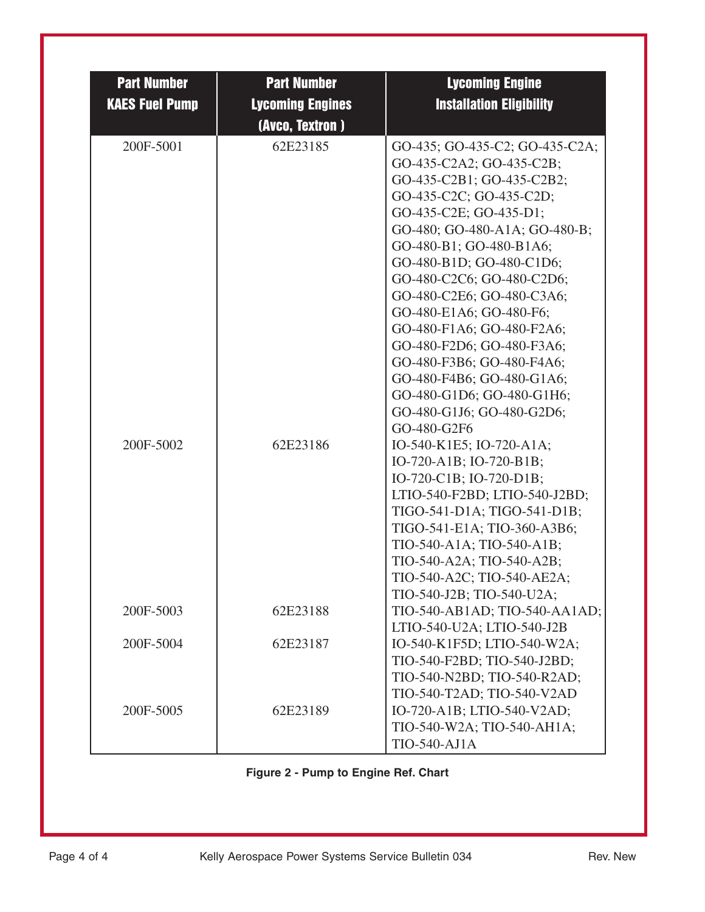| Part Number KAES Fuel Pump | Part Number Lycoming Engines (Avco, Textron ) | Lycoming Engine Installation Eligibility |
|---|---|---|
| 200F-5001 | 62E23185 | GO-435; GO-435-C2; GO-435-C2A; GO-435-C2A2; GO-435-C2B; GO-435-C2B1; GO-435-C2B2; GO-435-C2C; GO-435-C2D; GO-435-C2E; GO-435-D1; GO-480; GO-480-A1A; GO-480-B; GO-480-B1; GO-480-B1A6; GO-480-B1D; GO-480-C1D6; GO-480-C2C6; GO-480-C2D6; GO-480-C2E6; GO-480-C3A6; GO-480-E1A6; GO-480-F6; GO-480-F1A6; GO-480-F2A6; GO-480-F2D6; GO-480-F3A6; GO-480-F3B6; GO-480-F4A6; GO-480-F4B6; GO-480-G1A6; GO-480-G1D6; GO-480-G1H6; GO-480-G1J6; GO-480-G2D6; GO-480-G2F6 |
| 200F-5002 | 62E23186 | IO-540-K1E5; IO-720-A1A; IO-720-A1B; IO-720-B1B; IO-720-C1B; IO-720-D1B; LTIO-540-F2BD; LTIO-540-J2BD; TIGO-541-D1A; TIGO-541-D1B; TIGO-541-E1A; TIO-360-A3B6; TIO-540-A1A; TIO-540-A1B; TIO-540-A2A; TIO-540-A2B; TIO-540-A2C; TIO-540-AE2A; TIO-540-J2B; TIO-540-U2A; |
| 200F-5003 | 62E23188 | TIO-540-AB1AD; TIO-540-AA1AD; LTIO-540-U2A; LTIO-540-J2B |
| 200F-5004 | 62E23187 | IO-540-K1F5D; LTIO-540-W2A; TIO-540-F2BD; TIO-540-J2BD; TIO-540-N2BD; TIO-540-R2AD; TIO-540-T2AD; TIO-540-V2AD |
| 200F-5005 | 62E23189 | IO-720-A1B; LTIO-540-V2AD; TIO-540-W2A; TIO-540-AH1A; TIO-540-AJ1A |

**Figure 2 - Pump to Engine Ref. Chart**